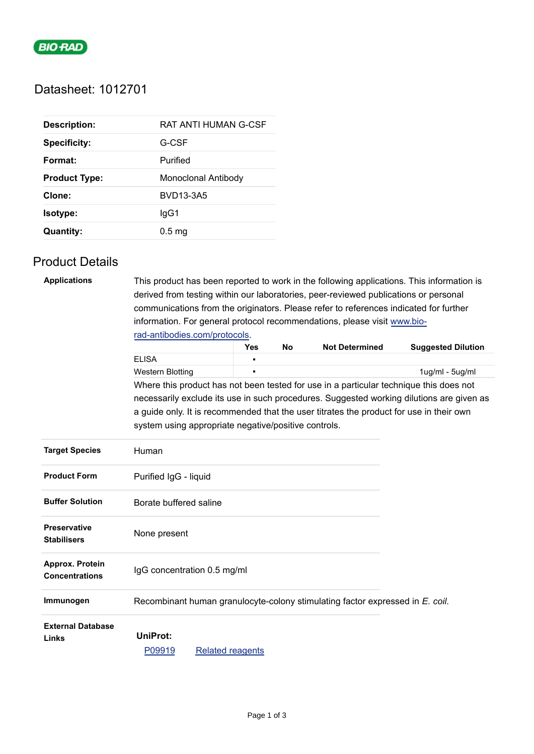BIO-RAD

# Datasheet: 1012701

| | |
|---|---|
| **Description:** | RAT ANTI HUMAN G-CSF |
| **Specificity:** | G-CSF |
| **Format:** | Purified |
| **Product Type:** | Monoclonal Antibody |
| **Clone:** | BVD13-3A5 |
| **Isotype:** | IgG1 |
| **Quantity:** | 0.5 mg |

## Product Details

**Applications**

This product has been reported to work in the following applications. This information is derived from testing within our laboratories, peer-reviewed publications or personal communications from the originators. Please refer to references indicated for further information. For general protocol recommendations, please visit www.bio-rad-antibodies.com/protocols.

| | Yes | No | Not Determined | Suggested Dilution |
|---|---|---|---|---|
| ELISA | ▪ | | | |
| Western Blotting | ▪ | | | 1ug/ml - 5ug/ml |

Where this product has not been tested for use in a particular technique this does not necessarily exclude its use in such procedures. Suggested working dilutions are given as a guide only. It is recommended that the user titrates the product for use in their own system using appropriate negative/positive controls.

| | |
|---|---|
| **Target Species** | Human |
| **Product Form** | Purified IgG - liquid |
| **Buffer Solution** | Borate buffered saline |
| **Preservative Stabilisers** | None present |
| **Approx. Protein Concentrations** | IgG concentration 0.5 mg/ml |
| **Immunogen** | Recombinant human granulocyte-colony stimulating factor expressed in *E. coil.* |
| **External Database Links** | **UniProt:** P09919 Related reagents |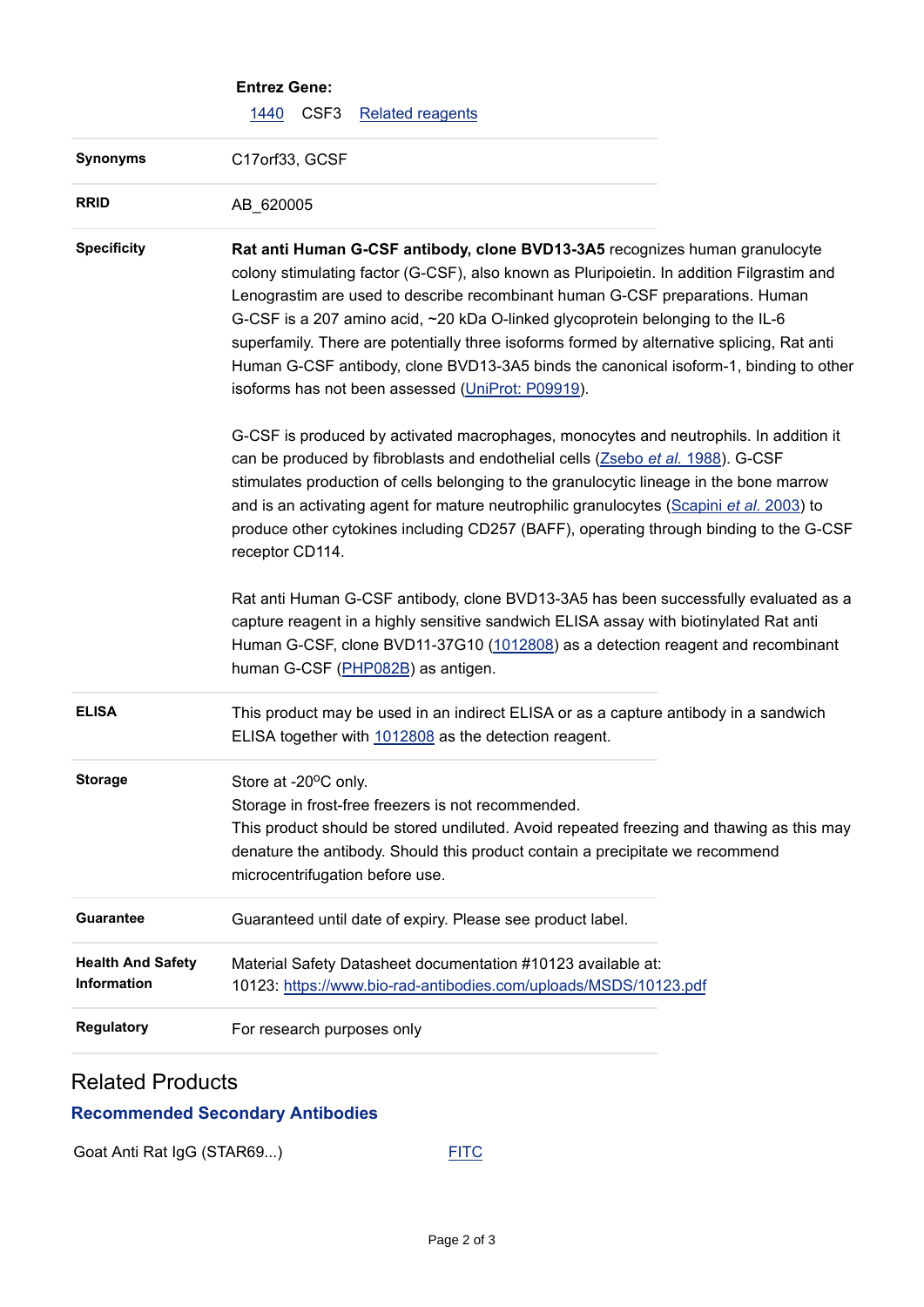**Entrez Gene:**

1440 CSF3 Related reagents

| | |
|---|---|
| **Synonyms** | C17orf33, GCSF |
| **RRID** | AB_620005 |
| **Specificity** | **Rat anti Human G-CSF antibody, clone BVD13-3A5** recognizes human granulocyte colony stimulating factor (G-CSF), also known as Pluripoietin. In addition Filgrastim and Lenograstim are used to describe recombinant human G-CSF preparations. Human G-CSF is a 207 amino acid, ~20 kDa O-linked glycoprotein belonging to the IL-6 superfamily. There are potentially three isoforms formed by alternative splicing, Rat anti Human G-CSF antibody, clone BVD13-3A5 binds the canonical isoform-1, binding to other isoforms has not been assessed (UniProt: P09919).<br><br>G-CSF is produced by activated macrophages, monocytes and neutrophils. In addition it can be produced by fibroblasts and endothelial cells (Zsebo *et al.* 1988). G-CSF stimulates production of cells belonging to the granulocytic lineage in the bone marrow and is an activating agent for mature neutrophilic granulocytes (Scapini *et al.* 2003) to produce other cytokines including CD257 (BAFF), operating through binding to the G-CSF receptor CD114.<br><br>Rat anti Human G-CSF antibody, clone BVD13-3A5 has been successfully evaluated as a capture reagent in a highly sensitive sandwich ELISA assay with biotinylated Rat anti Human G-CSF, clone BVD11-37G10 (1012808) as a detection reagent and recombinant human G-CSF (PHP082B) as antigen. |
| **ELISA** | This product may be used in an indirect ELISA or as a capture antibody in a sandwich ELISA together with 1012808 as the detection reagent. |
| **Storage** | Store at -20$^{o}$C only.<br>Storage in frost-free freezers is not recommended.<br>This product should be stored undiluted. Avoid repeated freezing and thawing as this may denature the antibody. Should this product contain a precipitate we recommend microcentrifugation before use. |
| **Guarantee** | Guaranteed until date of expiry. Please see product label. |
| **Health And Safety Information** | Material Safety Datasheet documentation #10123 available at:<br>10123: https://www.bio-rad-antibodies.com/uploads/MSDS/10123.pdf |
| **Regulatory** | For research purposes only |

## Related Products

### Recommended Secondary Antibodies

| | |
|---|---|
| Goat Anti Rat IgG (STAR69...) | FITC |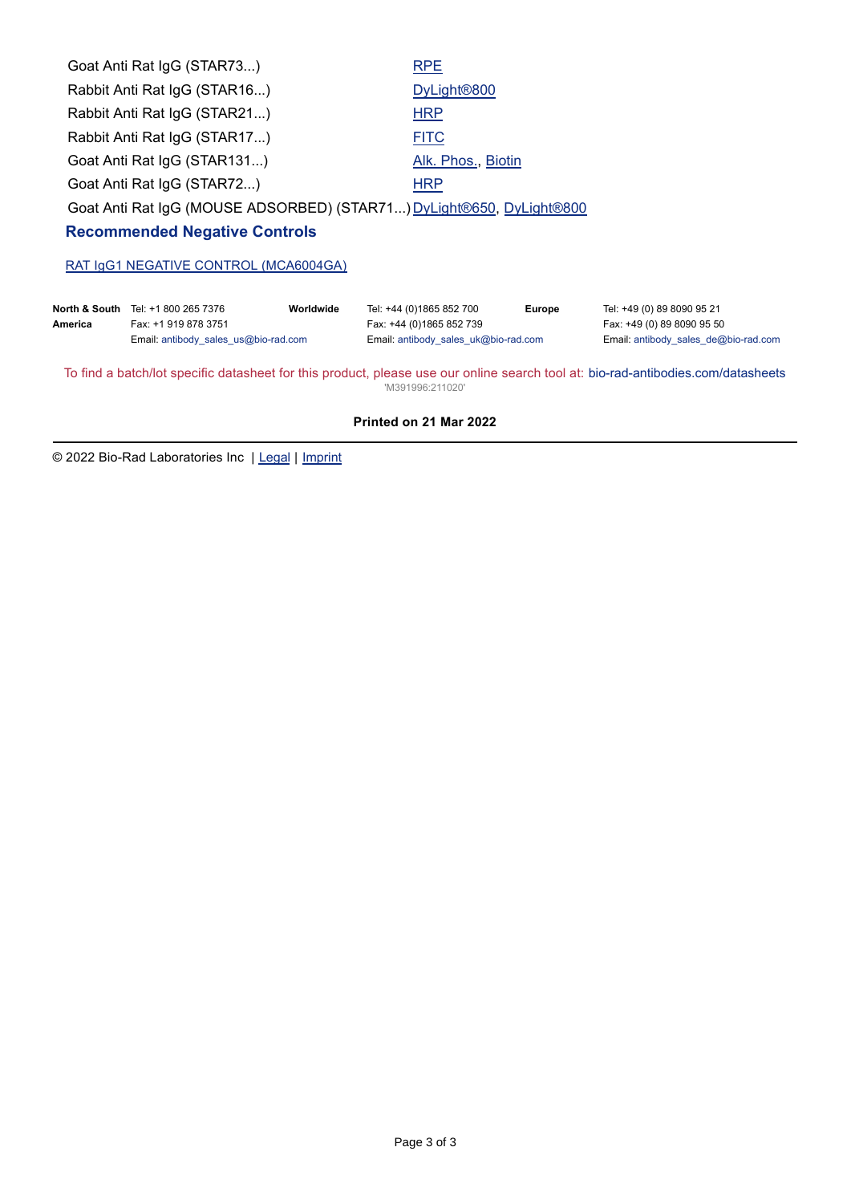| | |
|---|---|
| Goat Anti Rat IgG (STAR73...) | RPE |
| Rabbit Anti Rat IgG (STAR16...) | DyLight®800 |
| Rabbit Anti Rat IgG (STAR21...) | HRP |
| Rabbit Anti Rat IgG (STAR17...) | FITC |
| Goat Anti Rat IgG (STAR131...) | Alk. Phos., Biotin |
| Goat Anti Rat IgG (STAR72...) | HRP |
| Goat Anti Rat IgG (MOUSE ADSORBED) (STAR71...) | DyLight®650, DyLight®800 |

## Recommended Negative Controls

RAT IgG1 NEGATIVE CONTROL (MCA6004GA)

| | | | | | |
|---|---|---|---|---|---|
| **North & South America** | Tel: +1 800 265 7376<br>Fax: +1 919 878 3751<br>Email: antibody_sales_us@bio-rad.com | **Worldwide** | Tel: +44 (0)1865 852 700<br>Fax: +44 (0)1865 852 739<br>Email: antibody_sales_uk@bio-rad.com | **Europe** | Tel: +49 (0) 89 8090 95 21<br>Fax: +49 (0) 89 8090 95 50<br>Email: antibody_sales_de@bio-rad.com |

To find a batch/lot specific datasheet for this product, please use our online search tool at: bio-rad-antibodies.com/datasheets

'M391996:211020'

**Printed on 21 Mar 2022**

© 2022 Bio-Rad Laboratories Inc | Legal | Imprint